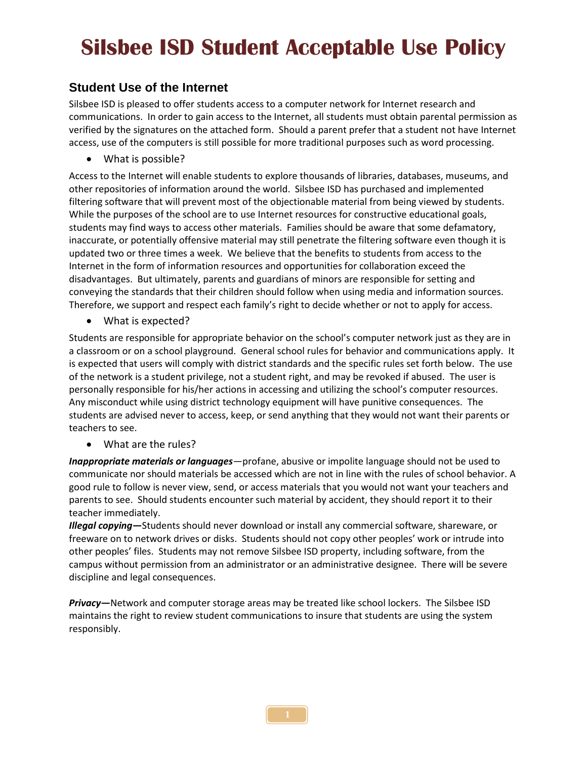# Silsbee ISD Student Acceptable Use Policy

## Student Use of the Internet

Silsbee ISD is pleased to offer students access to a computer network for Internet research and communications. In order to gain access to the Internet, all students must obtain parental permission as verified by the signatures on the attached form. Should a parent prefer that a student not have Internet access, use of the computers is still possible for more traditional purposes such as word processing.

- What is possible?

Access to the Internet will enable students to explore thousands of libraries, databases, museums, and other repositories of information around the world. Silsbee ISD has purchased and implemented filtering software that will prevent most of the objectionable material from being viewed by students. While the purposes of the school are to use Internet resources for constructive educational goals, students may find ways to access other materials. Families should be aware that some defamatory, inaccurate, or potentially offensive material may still penetrate the filtering software even though it is updated two or three times a week. We believe that the benefits to students from access to the Internet in the form of information resources and opportunities for collaboration exceed the disadvantages. But ultimately, parents and guardians of minors are responsible for setting and conveying the standards that their children should follow when using media and information sources. Therefore, we support and respect each family's right to decide whether or not to apply for access.

- What is expected?

Students are responsible for appropriate behavior on the school's computer network just as they are in a classroom or on a school playground. General school rules for behavior and communications apply. It is expected that users will comply with district standards and the specific rules set forth below. The use of the network is a student privilege, not a student right, and may be revoked if abused. The user is personally responsible for his/her actions in accessing and utilizing the school's computer resources. Any misconduct while using district technology equipment will have punitive consequences. The students are advised never to access, keep, or send anything that they would not want their parents or teachers to see.

- What are the rules?

***Inappropriate materials or languages***—profane, abusive or impolite language should not be used to communicate nor should materials be accessed which are not in line with the rules of school behavior. A good rule to follow is never view, send, or access materials that you would not want your teachers and parents to see. Should students encounter such material by accident, they should report it to their teacher immediately.

***Illegal copying—***Students should never download or install any commercial software, shareware, or freeware on to network drives or disks. Students should not copy other peoples' work or intrude into other peoples' files. Students may not remove Silsbee ISD property, including software, from the campus without permission from an administrator or an administrative designee. There will be severe discipline and legal consequences.

***Privacy—***Network and computer storage areas may be treated like school lockers. The Silsbee ISD maintains the right to review student communications to insure that students are using the system responsibly.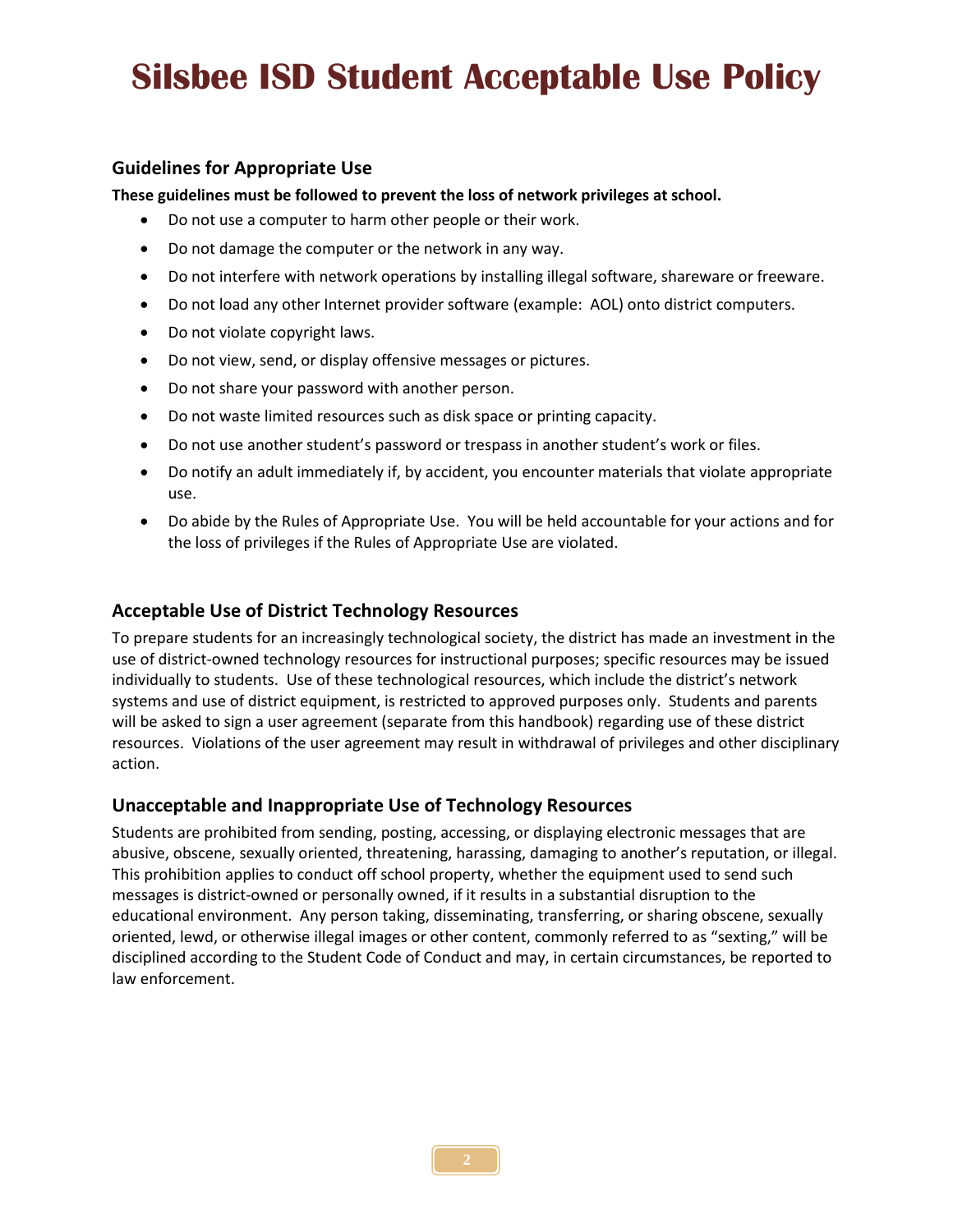# Silsbee ISD Student Acceptable Use Policy

## Guidelines for Appropriate Use

**These guidelines must be followed to prevent the loss of network privileges at school.**

- Do not use a computer to harm other people or their work.
- Do not damage the computer or the network in any way.
- Do not interfere with network operations by installing illegal software, shareware or freeware.
- Do not load any other Internet provider software (example: AOL) onto district computers.
- Do not violate copyright laws.
- Do not view, send, or display offensive messages or pictures.
- Do not share your password with another person.
- Do not waste limited resources such as disk space or printing capacity.
- Do not use another student's password or trespass in another student's work or files.
- Do notify an adult immediately if, by accident, you encounter materials that violate appropriate use.
- Do abide by the Rules of Appropriate Use. You will be held accountable for your actions and for the loss of privileges if the Rules of Appropriate Use are violated.

## Acceptable Use of District Technology Resources

To prepare students for an increasingly technological society, the district has made an investment in the use of district-owned technology resources for instructional purposes; specific resources may be issued individually to students. Use of these technological resources, which include the district's network systems and use of district equipment, is restricted to approved purposes only. Students and parents will be asked to sign a user agreement (separate from this handbook) regarding use of these district resources. Violations of the user agreement may result in withdrawal of privileges and other disciplinary action.

## Unacceptable and Inappropriate Use of Technology Resources

Students are prohibited from sending, posting, accessing, or displaying electronic messages that are abusive, obscene, sexually oriented, threatening, harassing, damaging to another's reputation, or illegal. This prohibition applies to conduct off school property, whether the equipment used to send such messages is district-owned or personally owned, if it results in a substantial disruption to the educational environment. Any person taking, disseminating, transferring, or sharing obscene, sexually oriented, lewd, or otherwise illegal images or other content, commonly referred to as "sexting," will be disciplined according to the Student Code of Conduct and may, in certain circumstances, be reported to law enforcement.